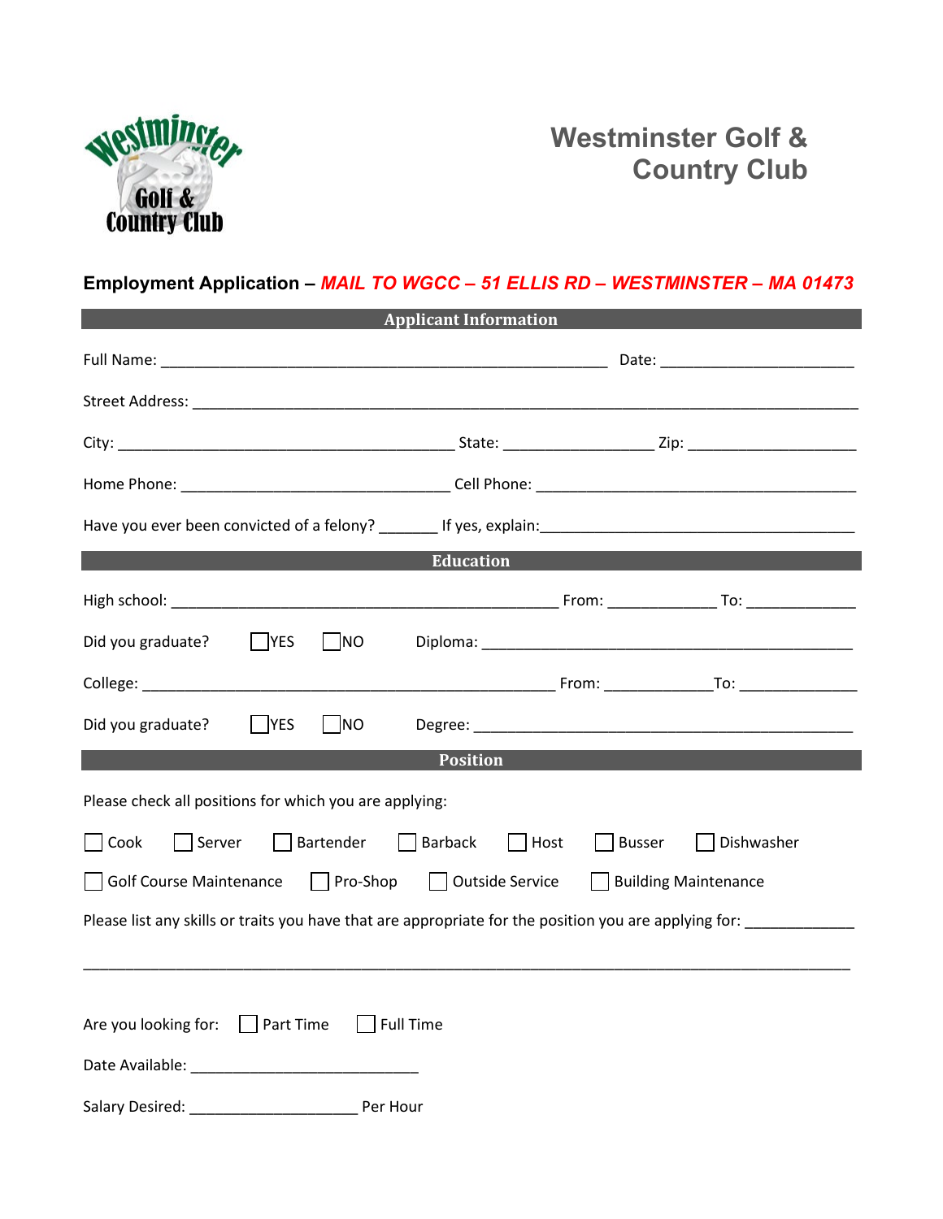# Westminster Golf & Country Club

**Employment Application – *MAIL TO WGCC – 51 ELLIS RD – WESTMINSTER – MA 01473***

## Applicant Information

Full Name: ______________________________________________ Date: ____________________

Street Address: ______________________________________________________________________

City: ___________________________________ State: _______________ Zip: _________________

Home Phone: ____________________________ Cell Phone: ____________________________________

Have you ever been convicted of a felony? _______ If yes, explain:__________________________________

## Education

High school: ________________________________________ From: ___________ To: ___________

Did you graduate? ☐YES ☐NO Diploma: ________________________________________

College: ___________________________________________ From: ___________To: ____________

Did you graduate? ☐YES ☐NO Degree: ________________________________________

## Position

Please check all positions for which you are applying:

☐ Cook ☐ Server ☐ Bartender ☐ Barback ☐ Host ☐ Busser ☐ Dishwasher

☐ Golf Course Maintenance ☐ Pro-Shop ☐ Outside Service ☐ Building Maintenance

Please list any skills or traits you have that are appropriate for the position you are applying for: ____________

________________________________________________________________________________________

Are you looking for: ☐ Part Time ☐ Full Time

Date Available: __________________________

Salary Desired: ___________________ Per Hour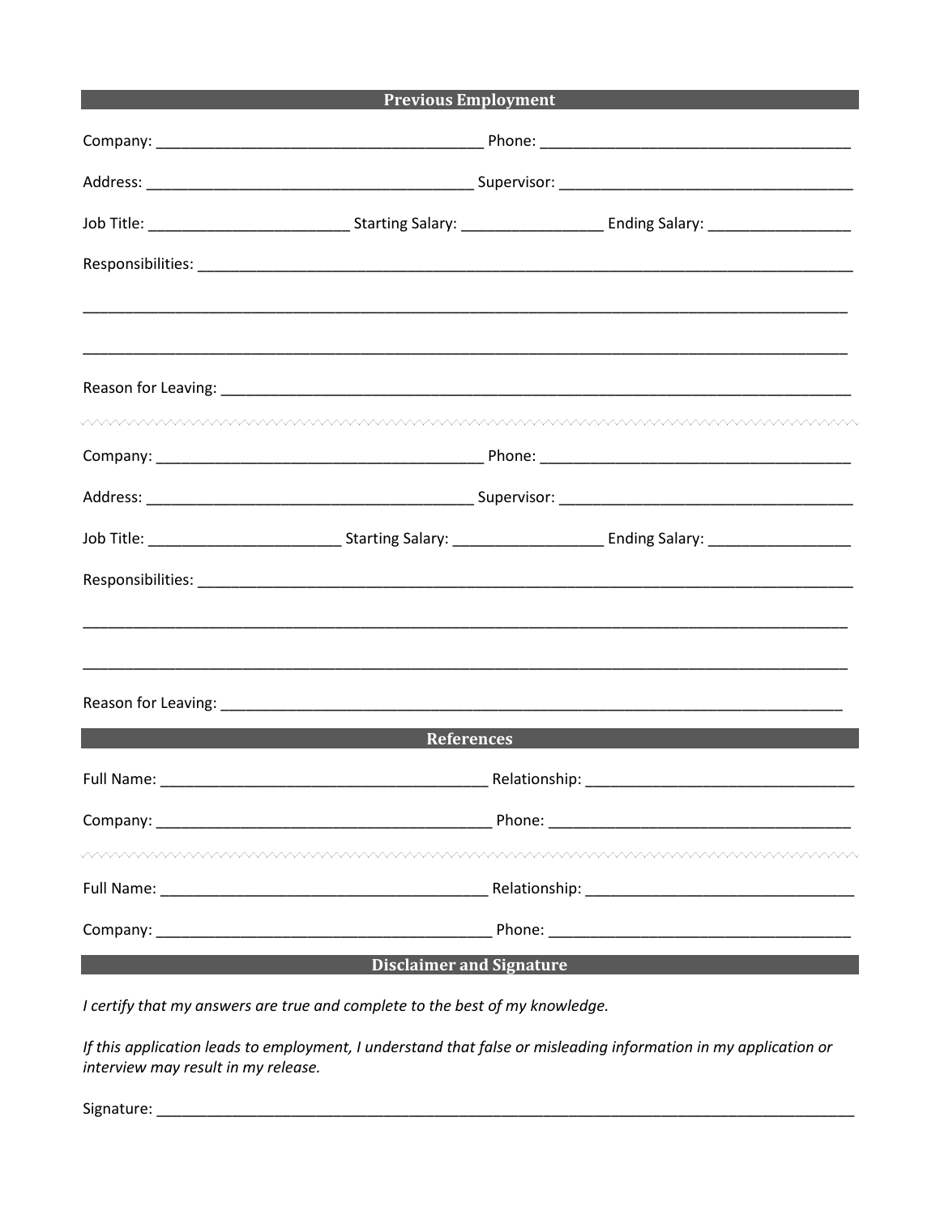## Previous Employment

Company: ________________________________________ Phone: _____________________________________

Address: ________________________________________ Supervisor: ___________________________________

Job Title: ________________________ Starting Salary: _________________ Ending Salary: _________________

Responsibilities: _____________________________________________________________________________

_____________________________________________________________________________________________

_____________________________________________________________________________________________

Reason for Leaving: ___________________________________________________________________________

Company: ________________________________________ Phone: _____________________________________

Address: ________________________________________ Supervisor: ___________________________________

Job Title: _______________________ Starting Salary: __________________ Ending Salary: _________________

Responsibilities: _____________________________________________________________________________

_____________________________________________________________________________________________

_____________________________________________________________________________________________

Reason for Leaving: __________________________________________________________________________

## References

Full Name: _______________________________________ Relationship: ________________________________

Company: ________________________________________ Phone: ____________________________________

Full Name: _______________________________________ Relationship: ________________________________

Company: ________________________________________ Phone: ____________________________________

## Disclaimer and Signature

*I certify that my answers are true and complete to the best of my knowledge.*

*If this application leads to employment, I understand that false or misleading information in my application or interview may result in my release.*

Signature: ___________________________________________________________________________________